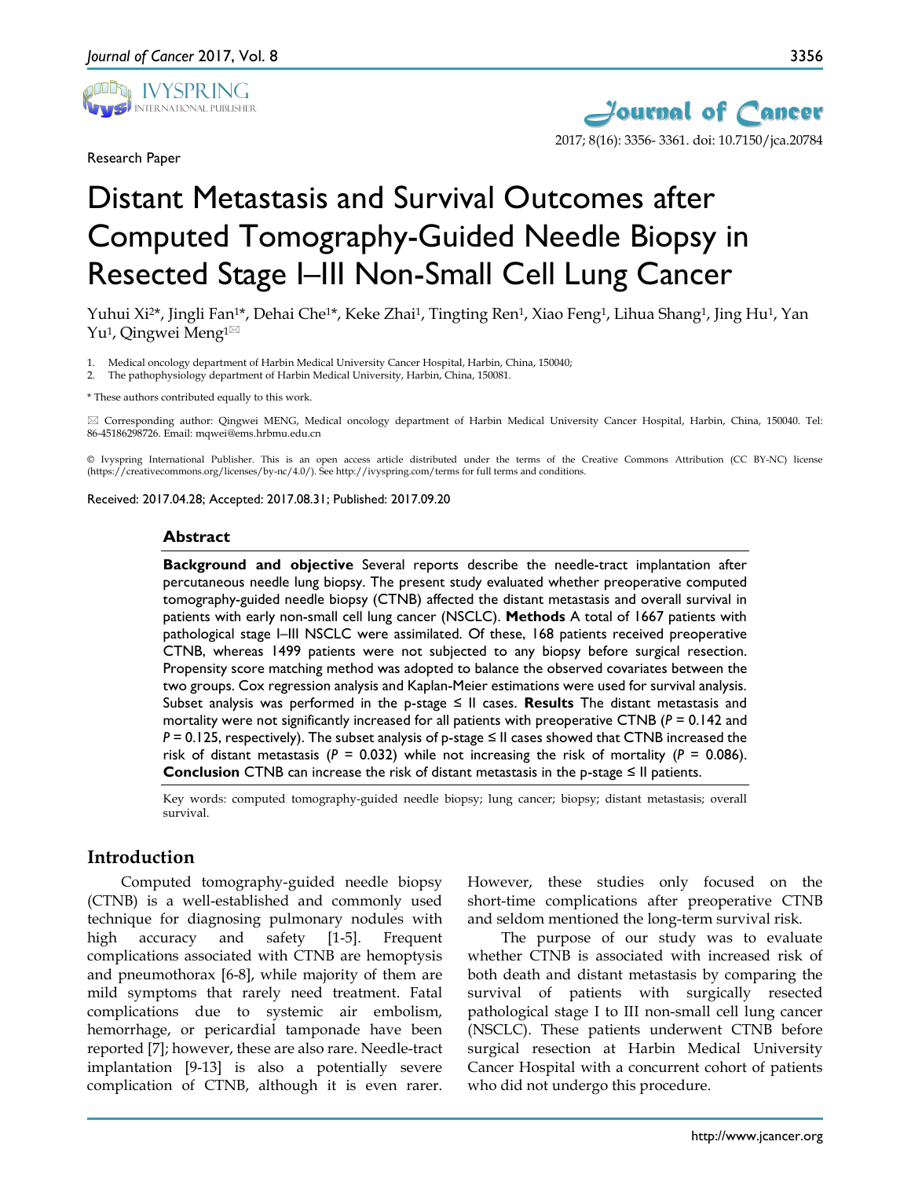Research Paper

# Distant Metastasis and Survival Outcomes after Computed Tomography-Guided Needle Biopsy in Resected Stage I–III Non-Small Cell Lung Cancer

Yuhui Xi[2*], Jingli Fan[1*], Dehai Che[1*], Keke Zhai[1], Tingting Ren[1], Xiao Feng[1], Lihua Shang[1], Jing Hu[1], Yan Yu[1], Qingwei Meng[1]✉

1. Medical oncology department of Harbin Medical University Cancer Hospital, Harbin, China, 150040;
2. The pathophysiology department of Harbin Medical University, Harbin, China, 150081.

* These authors contributed equally to this work.

✉ Corresponding author: Qingwei MENG, Medical oncology department of Harbin Medical University Cancer Hospital, Harbin, China, 150040. Tel: 86-45186298726. Email: mqwei@ems.hrbmu.edu.cn

© Ivyspring International Publisher. This is an open access article distributed under the terms of the Creative Commons Attribution (CC BY-NC) license (https://creativecommons.org/licenses/by-nc/4.0/). See http://ivyspring.com/terms for full terms and conditions.

Received: 2017.04.28; Accepted: 2017.08.31; Published: 2017.09.20

## Abstract

**Background and objective** Several reports describe the needle-tract implantation after percutaneous needle lung biopsy. The present study evaluated whether preoperative computed tomography-guided needle biopsy (CTNB) affected the distant metastasis and overall survival in patients with early non-small cell lung cancer (NSCLC). **Methods** A total of 1667 patients with pathological stage I–III NSCLC were assimilated. Of these, 168 patients received preoperative CTNB, whereas 1499 patients were not subjected to any biopsy before surgical resection. Propensity score matching method was adopted to balance the observed covariates between the two groups. Cox regression analysis and Kaplan-Meier estimations were used for survival analysis. Subset analysis was performed in the p-stage ≤ II cases. **Results** The distant metastasis and mortality were not significantly increased for all patients with preoperative CTNB ($P = 0.142$ and $P = 0.125$, respectively). The subset analysis of p-stage ≤ II cases showed that CTNB increased the risk of distant metastasis ($P = 0.032$) while not increasing the risk of mortality ($P = 0.086$). **Conclusion** CTNB can increase the risk of distant metastasis in the p-stage ≤ II patients.

Key words: computed tomography-guided needle biopsy; lung cancer; biopsy; distant metastasis; overall survival.

## Introduction

Computed tomography-guided needle biopsy (CTNB) is a well-established and commonly used technique for diagnosing pulmonary nodules with high accuracy and safety [1-5]. Frequent complications associated with CTNB are hemoptysis and pneumothorax [6-8], while majority of them are mild symptoms that rarely need treatment. Fatal complications due to systemic air embolism, hemorrhage, or pericardial tamponade have been reported [7]; however, these are also rare. Needle-tract implantation [9-13] is also a potentially severe complication of CTNB, although it is even rarer. However, these studies only focused on the short-time complications after preoperative CTNB and seldom mentioned the long-term survival risk.

The purpose of our study was to evaluate whether CTNB is associated with increased risk of both death and distant metastasis by comparing the survival of patients with surgically resected pathological stage I to III non-small cell lung cancer (NSCLC). These patients underwent CTNB before surgical resection at Harbin Medical University Cancer Hospital with a concurrent cohort of patients who did not undergo this procedure.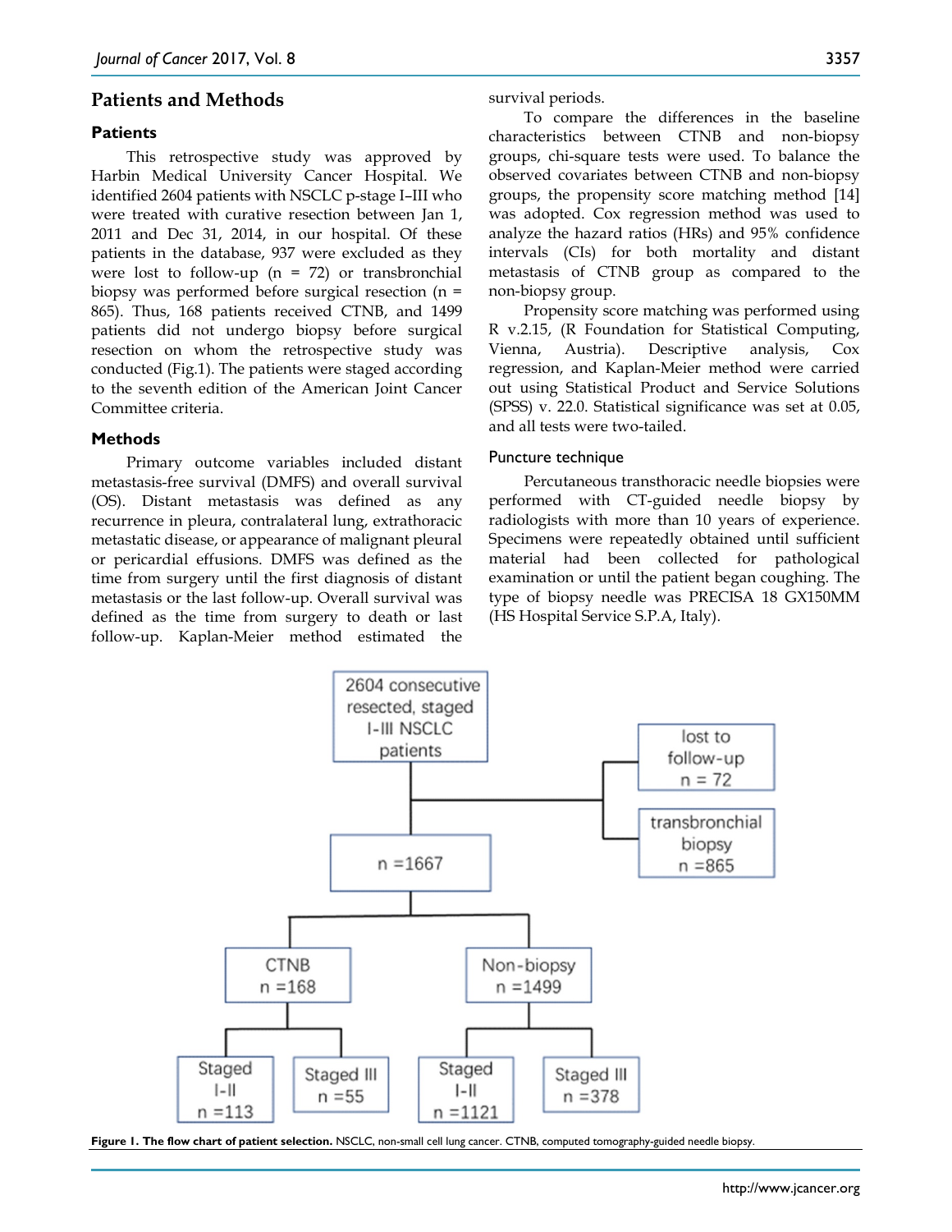## Patients and Methods

### Patients

This retrospective study was approved by Harbin Medical University Cancer Hospital. We identified 2604 patients with NSCLC p-stage I–III who were treated with curative resection between Jan 1, 2011 and Dec 31, 2014, in our hospital. Of these patients in the database, 937 were excluded as they were lost to follow-up (n = 72) or transbronchial biopsy was performed before surgical resection (n = 865). Thus, 168 patients received CTNB, and 1499 patients did not undergo biopsy before surgical resection on whom the retrospective study was conducted (Fig.1). The patients were staged according to the seventh edition of the American Joint Cancer Committee criteria.

### Methods

Primary outcome variables included distant metastasis-free survival (DMFS) and overall survival (OS). Distant metastasis was defined as any recurrence in pleura, contralateral lung, extrathoracic metastatic disease, or appearance of malignant pleural or pericardial effusions. DMFS was defined as the time from surgery until the first diagnosis of distant metastasis or the last follow-up. Overall survival was defined as the time from surgery to death or last follow-up. Kaplan-Meier method estimated the survival periods.

To compare the differences in the baseline characteristics between CTNB and non-biopsy groups, chi-square tests were used. To balance the observed covariates between CTNB and non-biopsy groups, the propensity score matching method [14] was adopted. Cox regression method was used to analyze the hazard ratios (HRs) and 95% confidence intervals (CIs) for both mortality and distant metastasis of CTNB group as compared to the non-biopsy group.

Propensity score matching was performed using R v.2.15, (R Foundation for Statistical Computing, Vienna, Austria). Descriptive analysis, Cox regression, and Kaplan-Meier method were carried out using Statistical Product and Service Solutions (SPSS) v. 22.0. Statistical significance was set at 0.05, and all tests were two-tailed.

#### Puncture technique

Percutaneous transthoracic needle biopsies were performed with CT-guided needle biopsy by radiologists with more than 10 years of experience. Specimens were repeatedly obtained until sufficient material had been collected for pathological examination or until the patient began coughing. The type of biopsy needle was PRECISA 18 GX150MM (HS Hospital Service S.P.A, Italy).

2604 consecutive resected, staged I-III NSCLC patients

lost to follow-up n = 72

transbronchial biopsy n =865

n =1667

CTNB n =168

Non-biopsy n =1499

Staged I-II n =113

Staged III n =55

Staged I-II n =1121

Staged III n =378

**Figure 1. The flow chart of patient selection.** NSCLC, non-small cell lung cancer. CTNB, computed tomography-guided needle biopsy.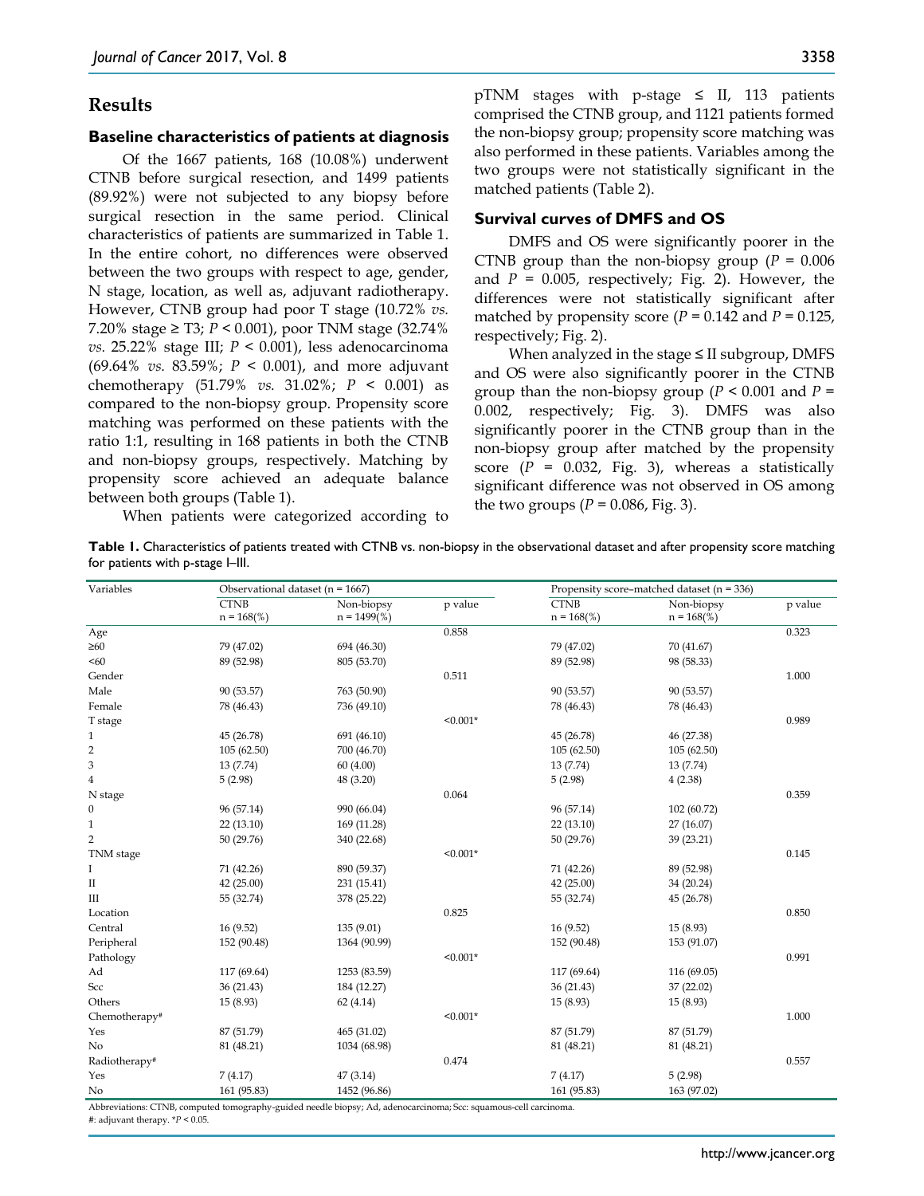## Results

### Baseline characteristics of patients at diagnosis

Of the 1667 patients, 168 (10.08%) underwent CTNB before surgical resection, and 1499 patients (89.92%) were not subjected to any biopsy before surgical resection in the same period. Clinical characteristics of patients are summarized in Table 1. In the entire cohort, no differences were observed between the two groups with respect to age, gender, N stage, location, as well as, adjuvant radiotherapy. However, CTNB group had poor T stage (10.72% *vs.* 7.20% stage ≥ T3; $P < 0.001$), poor TNM stage (32.74% *vs.* 25.22% stage III; $P < 0.001$), less adenocarcinoma (69.64% *vs.* 83.59%; $P < 0.001$), and more adjuvant chemotherapy (51.79% *vs.* 31.02%; $P < 0.001$) as compared to the non-biopsy group. Propensity score matching was performed on these patients with the ratio 1:1, resulting in 168 patients in both the CTNB and non-biopsy groups, respectively. Matching by propensity score achieved an adequate balance between both groups (Table 1).

When patients were categorized according to pTNM stages with p-stage ≤ II, 113 patients comprised the CTNB group, and 1121 patients formed the non-biopsy group; propensity score matching was also performed in these patients. Variables among the two groups were not statistically significant in the matched patients (Table 2).

### Survival curves of DMFS and OS

DMFS and OS were significantly poorer in the CTNB group than the non-biopsy group ($P = 0.006$ and $P = 0.005$, respectively; Fig. 2). However, the differences were not statistically significant after matched by propensity score ($P = 0.142$ and $P = 0.125$, respectively; Fig. 2).

When analyzed in the stage ≤ II subgroup, DMFS and OS were also significantly poorer in the CTNB group than the non-biopsy group ($P < 0.001$ and $P = 0.002$, respectively; Fig. 3). DMFS was also significantly poorer in the CTNB group than in the non-biopsy group after matched by the propensity score ($P = 0.032$, Fig. 3), whereas a statistically significant difference was not observed in OS among the two groups ($P = 0.086$, Fig. 3).

**Table 1.** Characteristics of patients treated with CTNB vs. non-biopsy in the observational dataset and after propensity score matching for patients with p-stage I–III.

| Variables | Observational dataset (n = 1667) | | | Propensity score–matched dataset (n = 336) | | |
|---|---|---|---|---|---|---|
| | CTNB n = 168(%) | Non-biopsy n = 1499(%) | p value | CTNB n = 168(%) | Non-biopsy n = 168(%) | p value |
| Age | | | 0.858 | | | 0.323 |
| ≥60 | 79 (47.02) | 694 (46.30) | | 79 (47.02) | 70 (41.67) | |
| <60 | 89 (52.98) | 805 (53.70) | | 89 (52.98) | 98 (58.33) | |
| Gender | | | 0.511 | | | 1.000 |
| Male | 90 (53.57) | 763 (50.90) | | 90 (53.57) | 90 (53.57) | |
| Female | 78 (46.43) | 736 (49.10) | | 78 (46.43) | 78 (46.43) | |
| T stage | | | <0.001* | | | 0.989 |
| 1 | 45 (26.78) | 691 (46.10) | | 45 (26.78) | 46 (27.38) | |
| 2 | 105 (62.50) | 700 (46.70) | | 105 (62.50) | 105 (62.50) | |
| 3 | 13 (7.74) | 60 (4.00) | | 13 (7.74) | 13 (7.74) | |
| 4 | 5 (2.98) | 48 (3.20) | | 5 (2.98) | 4 (2.38) | |
| N stage | | | 0.064 | | | 0.359 |
| 0 | 96 (57.14) | 990 (66.04) | | 96 (57.14) | 102 (60.72) | |
| 1 | 22 (13.10) | 169 (11.28) | | 22 (13.10) | 27 (16.07) | |
| 2 | 50 (29.76) | 340 (22.68) | | 50 (29.76) | 39 (23.21) | |
| TNM stage | | | <0.001* | | | 0.145 |
| I | 71 (42.26) | 890 (59.37) | | 71 (42.26) | 89 (52.98) | |
| II | 42 (25.00) | 231 (15.41) | | 42 (25.00) | 34 (20.24) | |
| III | 55 (32.74) | 378 (25.22) | | 55 (32.74) | 45 (26.78) | |
| Location | | | 0.825 | | | 0.850 |
| Central | 16 (9.52) | 135 (9.01) | | 16 (9.52) | 15 (8.93) | |
| Peripheral | 152 (90.48) | 1364 (90.99) | | 152 (90.48) | 153 (91.07) | |
| Pathology | | | <0.001* | | | 0.991 |
| Ad | 117 (69.64) | 1253 (83.59) | | 117 (69.64) | 116 (69.05) | |
| Scc | 36 (21.43) | 184 (12.27) | | 36 (21.43) | 37 (22.02) | |
| Others | 15 (8.93) | 62 (4.14) | | 15 (8.93) | 15 (8.93) | |
| Chemotherapy# | | | <0.001* | | | 1.000 |
| Yes | 87 (51.79) | 465 (31.02) | | 87 (51.79) | 87 (51.79) | |
| No | 81 (48.21) | 1034 (68.98) | | 81 (48.21) | 81 (48.21) | |
| Radiotherapy# | | | 0.474 | | | 0.557 |
| Yes | 7 (4.17) | 47 (3.14) | | 7 (4.17) | 5 (2.98) | |
| No | 161 (95.83) | 1452 (96.86) | | 161 (95.83) | 163 (97.02) | |

Abbreviations: CTNB, computed tomography-guided needle biopsy; Ad, adenocarcinoma; Scc: squamous-cell carcinoma.
#: adjuvant therapy. *$P < 0.05$.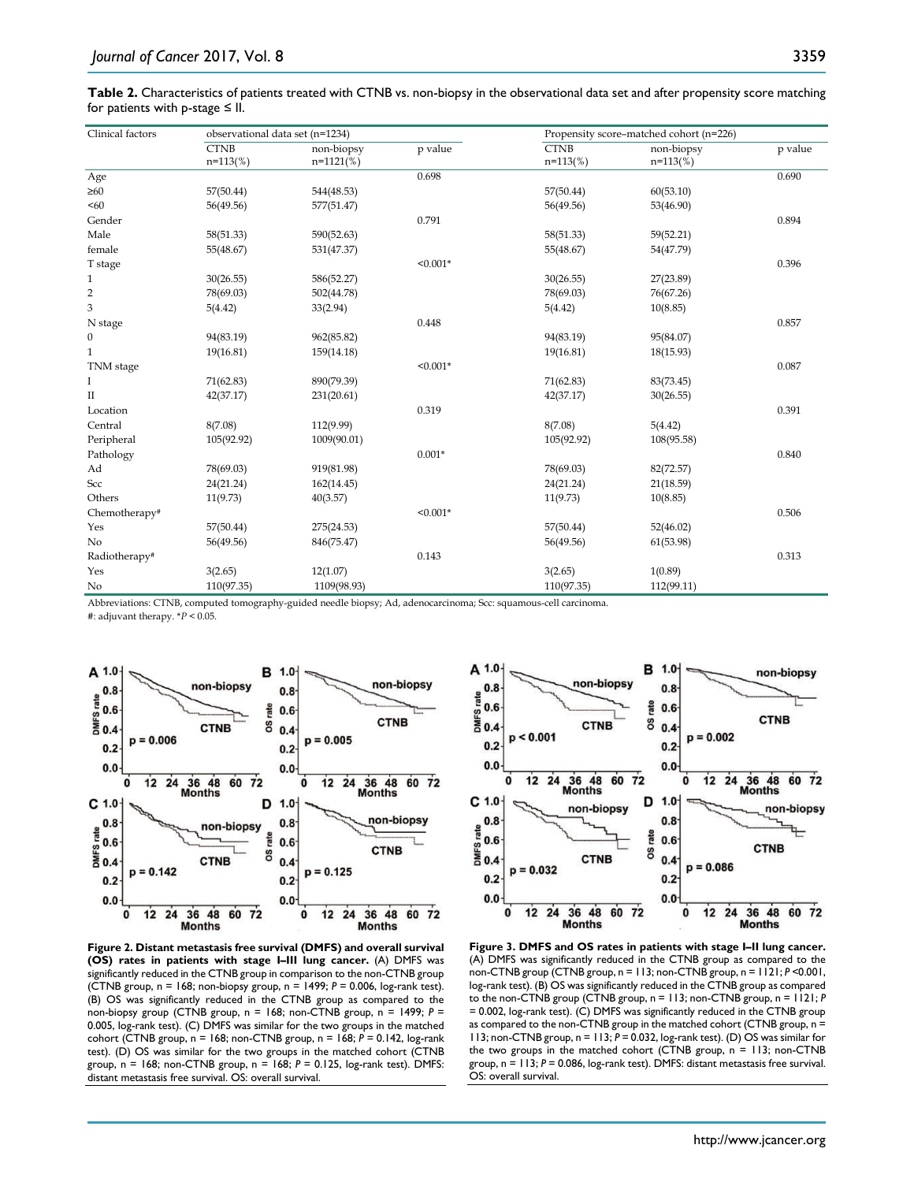**Table 2.** Characteristics of patients treated with CTNB vs. non-biopsy in the observational data set and after propensity score matching for patients with p-stage ≤ II.

| Clinical factors | observational data set (n=1234) | | | Propensity score–matched cohort (n=226) | | |
|---|---|---|---|---|---|---|
| | CTNB n=113(%) | non-biopsy n=1121(%) | p value | CTNB n=113(%) | non-biopsy n=113(%) | p value |
| Age | | | 0.698 | | | 0.690 |
| ≥60 | 57(50.44) | 544(48.53) | | 57(50.44) | 60(53.10) | |
| <60 | 56(49.56) | 577(51.47) | | 56(49.56) | 53(46.90) | |
| Gender | | | 0.791 | | | 0.894 |
| Male | 58(51.33) | 590(52.63) | | 58(51.33) | 59(52.21) | |
| female | 55(48.67) | 531(47.37) | | 55(48.67) | 54(47.79) | |
| T stage | | | <0.001* | | | 0.396 |
| 1 | 30(26.55) | 586(52.27) | | 30(26.55) | 27(23.89) | |
| 2 | 78(69.03) | 502(44.78) | | 78(69.03) | 76(67.26) | |
| 3 | 5(4.42) | 33(2.94) | | 5(4.42) | 10(8.85) | |
| N stage | | | 0.448 | | | 0.857 |
| 0 | 94(83.19) | 962(85.82) | | 94(83.19) | 95(84.07) | |
| 1 | 19(16.81) | 159(14.18) | | 19(16.81) | 18(15.93) | |
| TNM stage | | | <0.001* | | | 0.087 |
| I | 71(62.83) | 890(79.39) | | 71(62.83) | 83(73.45) | |
| II | 42(37.17) | 231(20.61) | | 42(37.17) | 30(26.55) | |
| Location | | | 0.319 | | | 0.391 |
| Central | 8(7.08) | 112(9.99) | | 8(7.08) | 5(4.42) | |
| Peripheral | 105(92.92) | 1009(90.01) | | 105(92.92) | 108(95.58) | |
| Pathology | | | 0.001* | | | 0.840 |
| Ad | 78(69.03) | 919(81.98) | | 78(69.03) | 82(72.57) | |
| Scc | 24(21.24) | 162(14.45) | | 24(21.24) | 21(18.59) | |
| Others | 11(9.73) | 40(3.57) | | 11(9.73) | 10(8.85) | |
| Chemotherapy# | | | <0.001* | | | 0.506 |
| Yes | 57(50.44) | 275(24.53) | | 57(50.44) | 52(46.02) | |
| No | 56(49.56) | 846(75.47) | | 56(49.56) | 61(53.98) | |
| Radiotherapy# | | | 0.143 | | | 0.313 |
| Yes | 3(2.65) | 12(1.07) | | 3(2.65) | 1(0.89) | |
| No | 110(97.35) | 1109(98.93) | | 110(97.35) | 112(99.11) | |

Abbreviations: CTNB, computed tomography-guided needle biopsy; Ad, adenocarcinoma; Scc: squamous-cell carcinoma.
#: adjuvant therapy. *$P < 0.05$.

**Figure 2. Distant metastasis free survival (DMFS) and overall survival (OS) rates in patients with stage I–III lung cancer.** (A) DMFS was significantly reduced in the CTNB group in comparison to the non-CTNB group (CTNB group, n = 168; non-biopsy group, n = 1499; $P = 0.006$, log-rank test). (B) OS was significantly reduced in the CTNB group as compared to the non-biopsy group (CTNB group, n = 168; non-CTNB group, n = 1499; $P = 0.005$, log-rank test). (C) DMFS was similar for the two groups in the matched cohort (CTNB group, n = 168; non-CTNB group, n = 168; $P = 0.142$, log-rank test). (D) OS was similar for the two groups in the matched cohort (CTNB group, n = 168; non-CTNB group, n = 168; $P = 0.125$, log-rank test). DMFS: distant metastasis free survival. OS: overall survival.

**Figure 3. DMFS and OS rates in patients with stage I–II lung cancer.** (A) DMFS was significantly reduced in the CTNB group as compared to the non-CTNB group (CTNB group, n = 113; non-CTNB group, n = 1121; $P < 0.001$, log-rank test). (B) OS was significantly reduced in the CTNB group as compared to the non-CTNB group (CTNB group, n = 113; non-CTNB group, n = 1121; $P = 0.002$, log-rank test). (C) DMFS was significantly reduced in the CTNB group as compared to the non-CTNB group in the matched cohort (CTNB group, n = 113; non-CTNB group, n = 113; $P = 0.032$, log-rank test). (D) OS was similar for the two groups in the matched cohort (CTNB group, n = 113; non-CTNB group, n = 113; $P = 0.086$, log-rank test). DMFS: distant metastasis free survival. OS: overall survival.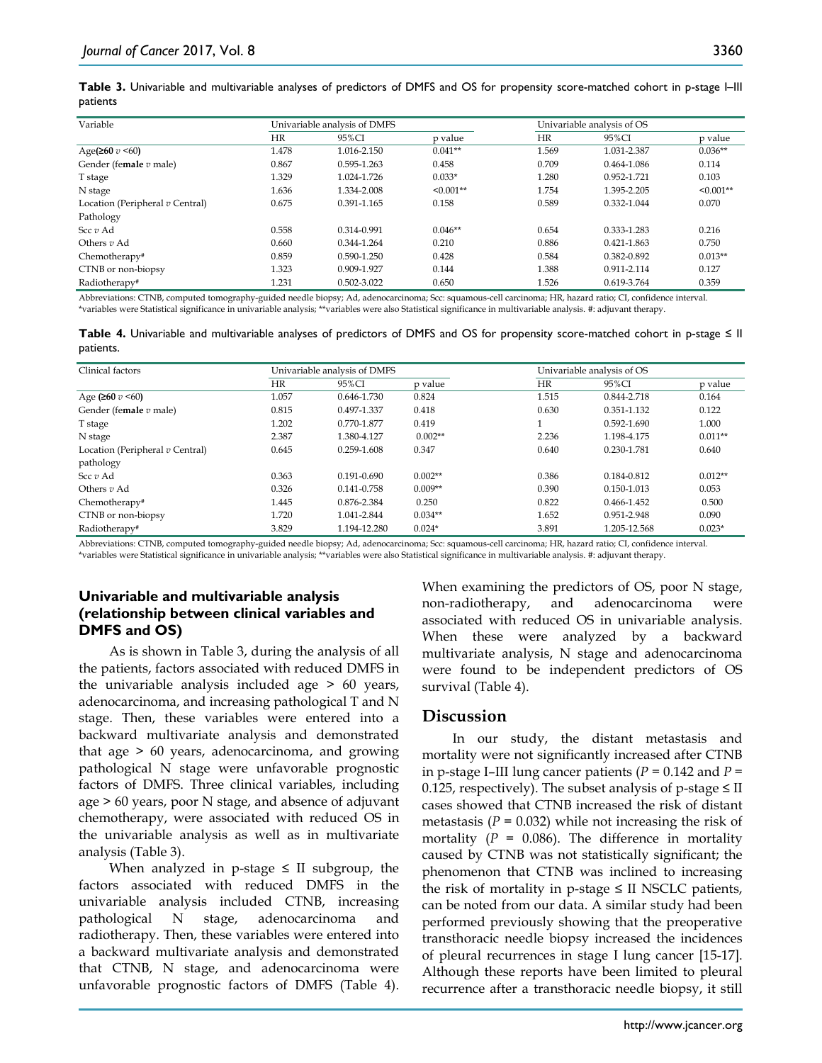**Table 3.** Univariable and multivariable analyses of predictors of DMFS and OS for propensity score-matched cohort in p-stage I–III patients

| Variable | Univariable analysis of DMFS | | | Univariable analysis of OS | | |
|---|---|---|---|---|---|---|
| | HR | 95%CI | p value | HR | 95%CI | p value |
| Age(≥60 *v* <60) | 1.478 | 1.016-2.150 | 0.041** | 1.569 | 1.031-2.387 | 0.036** |
| Gender (female *v* male) | 0.867 | 0.595-1.263 | 0.458 | 0.709 | 0.464-1.086 | 0.114 |
| T stage | 1.329 | 1.024-1.726 | 0.033* | 1.280 | 0.952-1.721 | 0.103 |
| N stage | 1.636 | 1.334-2.008 | <0.001** | 1.754 | 1.395-2.205 | <0.001** |
| Location (Peripheral *v* Central) | 0.675 | 0.391-1.165 | 0.158 | 0.589 | 0.332-1.044 | 0.070 |
| Pathology | | | | | | |
| Scc *v* Ad | 0.558 | 0.314-0.991 | 0.046** | 0.654 | 0.333-1.283 | 0.216 |
| Others *v* Ad | 0.660 | 0.344-1.264 | 0.210 | 0.886 | 0.421-1.863 | 0.750 |
| Chemotherapy# | 0.859 | 0.590-1.250 | 0.428 | 0.584 | 0.382-0.892 | 0.013** |
| CTNB or non-biopsy | 1.323 | 0.909-1.927 | 0.144 | 1.388 | 0.911-2.114 | 0.127 |
| Radiotherapy# | 1.231 | 0.502-3.022 | 0.650 | 1.526 | 0.619-3.764 | 0.359 |

Abbreviations: CTNB, computed tomography-guided needle biopsy; Ad, adenocarcinoma; Scc: squamous-cell carcinoma; HR, hazard ratio; CI, confidence interval.
*variables were Statistical significance in univariable analysis; **variables were also Statistical significance in multivariable analysis. #: adjuvant therapy.

**Table 4.** Univariable and multivariable analyses of predictors of DMFS and OS for propensity score-matched cohort in p-stage ≤ II patients.

| Clinical factors | Univariable analysis of DMFS | | | Univariable analysis of OS | | |
|---|---|---|---|---|---|---|
| | HR | 95%CI | p value | HR | 95%CI | p value |
| Age (≥60 *v* <60) | 1.057 | 0.646-1.730 | 0.824 | 1.515 | 0.844-2.718 | 0.164 |
| Gender (female *v* male) | 0.815 | 0.497-1.337 | 0.418 | 0.630 | 0.351-1.132 | 0.122 |
| T stage | 1.202 | 0.770-1.877 | 0.419 | 1 | 0.592-1.690 | 1.000 |
| N stage | 2.387 | 1.380-4.127 | 0.002** | 2.236 | 1.198-4.175 | 0.011** |
| Location (Peripheral *v* Central) | 0.645 | 0.259-1.608 | 0.347 | 0.640 | 0.230-1.781 | 0.640 |
| pathology | | | | | | |
| Scc *v* Ad | 0.363 | 0.191-0.690 | 0.002** | 0.386 | 0.184-0.812 | 0.012** |
| Others *v* Ad | 0.326 | 0.141-0.758 | 0.009** | 0.390 | 0.150-1.013 | 0.053 |
| Chemotherapy# | 1.445 | 0.876-2.384 | 0.250 | 0.822 | 0.466-1.452 | 0.500 |
| CTNB or non-biopsy | 1.720 | 1.041-2.844 | 0.034** | 1.652 | 0.951-2.948 | 0.090 |
| Radiotherapy# | 3.829 | 1.194-12.280 | 0.024* | 3.891 | 1.205-12.568 | 0.023* |

Abbreviations: CTNB, computed tomography-guided needle biopsy; Ad, adenocarcinoma; Scc: squamous-cell carcinoma; HR, hazard ratio; CI, confidence interval.
*variables were Statistical significance in univariable analysis; **variables were also Statistical significance in multivariable analysis. #: adjuvant therapy.

### Univariable and multivariable analysis (relationship between clinical variables and DMFS and OS)

As is shown in Table 3, during the analysis of all the patients, factors associated with reduced DMFS in the univariable analysis included age > 60 years, adenocarcinoma, and increasing pathological T and N stage. Then, these variables were entered into a backward multivariate analysis and demonstrated that age > 60 years, adenocarcinoma, and growing pathological N stage were unfavorable prognostic factors of DMFS. Three clinical variables, including age > 60 years, poor N stage, and absence of adjuvant chemotherapy, were associated with reduced OS in the univariable analysis as well as in multivariate analysis (Table 3).

When analyzed in p-stage ≤ II subgroup, the factors associated with reduced DMFS in the univariable analysis included CTNB, increasing pathological N stage, adenocarcinoma and radiotherapy. Then, these variables were entered into a backward multivariate analysis and demonstrated that CTNB, N stage, and adenocarcinoma were unfavorable prognostic factors of DMFS (Table 4). When examining the predictors of OS, poor N stage, non-radiotherapy, and adenocarcinoma were associated with reduced OS in univariable analysis. When these were analyzed by a backward multivariate analysis, N stage and adenocarcinoma were found to be independent predictors of OS survival (Table 4).

## Discussion

In our study, the distant metastasis and mortality were not significantly increased after CTNB in p-stage I–III lung cancer patients ($P$ = 0.142 and $P$ = 0.125, respectively). The subset analysis of p-stage ≤ II cases showed that CTNB increased the risk of distant metastasis ($P$ = 0.032) while not increasing the risk of mortality ($P$ = 0.086). The difference in mortality caused by CTNB was not statistically significant; the phenomenon that CTNB was inclined to increasing the risk of mortality in p-stage ≤ II NSCLC patients, can be noted from our data. A similar study had been performed previously showing that the preoperative transthoracic needle biopsy increased the incidences of pleural recurrences in stage I lung cancer [15-17]. Although these reports have been limited to pleural recurrence after a transthoracic needle biopsy, it still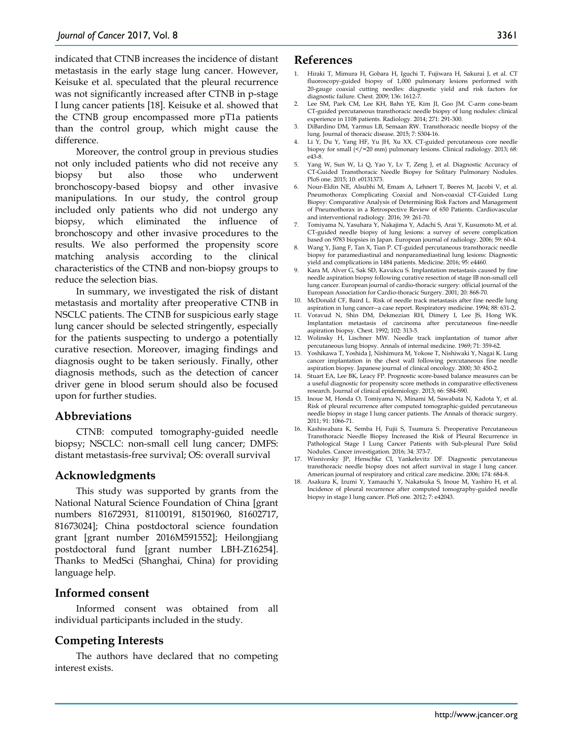indicated that CTNB increases the incidence of distant metastasis in the early stage lung cancer. However, Keisuke et al. speculated that the pleural recurrence was not significantly increased after CTNB in p-stage I lung cancer patients [18]. Keisuke et al. showed that the CTNB group encompassed more pT1a patients than the control group, which might cause the difference.

Moreover, the control group in previous studies not only included patients who did not receive any biopsy but also those who underwent bronchoscopy-based biopsy and other invasive manipulations. In our study, the control group included only patients who did not undergo any biopsy, which eliminated the influence of bronchoscopy and other invasive procedures to the results. We also performed the propensity score matching analysis according to the clinical characteristics of the CTNB and non-biopsy groups to reduce the selection bias.

In summary, we investigated the risk of distant metastasis and mortality after preoperative CTNB in NSCLC patients. The CTNB for suspicious early stage lung cancer should be selected stringently, especially for the patients suspecting to undergo a potentially curative resection. Moreover, imaging findings and diagnosis ought to be taken seriously. Finally, other diagnosis methods, such as the detection of cancer driver gene in blood serum should also be focused upon for further studies.

## Abbreviations

CTNB: computed tomography-guided needle biopsy; NSCLC: non-small cell lung cancer; DMFS: distant metastasis-free survival; OS: overall survival

## Acknowledgments

This study was supported by grants from the National Natural Science Foundation of China [grant numbers 81672931, 81100191, 81501960, 81602717, 81673024]; China postdoctoral science foundation grant [grant number 2016M591552]; Heilongjiang postdoctoral fund [grant number LBH-Z16254]. Thanks to MedSci (Shanghai, China) for providing language help.

## Informed consent

Informed consent was obtained from all individual participants included in the study.

## Competing Interests

The authors have declared that no competing interest exists.

## References

1. Hiraki T, Mimura H, Gobara H, Iguchi T, Fujiwara H, Sakurai J, et al. CT fluoroscopy-guided biopsy of 1,000 pulmonary lesions performed with 20-gauge coaxial cutting needles: diagnostic yield and risk factors for diagnostic failure. Chest. 2009; 136: 1612-7.
2. Lee SM, Park CM, Lee KH, Bahn YE, Kim JI, Goo JM. C-arm cone-beam CT-guided percutaneous transthoracic needle biopsy of lung nodules: clinical experience in 1108 patients. Radiology. 2014; 271: 291-300.
3. DiBardino DM, Yarmus LB, Semaan RW. Transthoracic needle biopsy of the lung. Journal of thoracic disease. 2015; 7: S304-16.
4. Li Y, Du Y, Yang HF, Yu JH, Xu XX. CT-guided percutaneous core needle biopsy for small (</=20 mm) pulmonary lesions. Clinical radiology. 2013; 68: e43-8.
5. Yang W, Sun W, Li Q, Yao Y, Lv T, Zeng J, et al. Diagnostic Accuracy of CT-Guided Transthoracic Needle Biopsy for Solitary Pulmonary Nodules. PloS one. 2015; 10: e0131373.
6. Nour-Eldin NE, Alsubhi M, Emam A, Lehnert T, Beeres M, Jacobi V, et al. Pneumothorax Complicating Coaxial and Non-coaxial CT-Guided Lung Biopsy: Comparative Analysis of Determining Risk Factors and Management of Pneumothorax in a Retrospective Review of 650 Patients. Cardiovascular and interventional radiology. 2016; 39: 261-70.
7. Tomiyama N, Yasuhara Y, Nakajima Y, Adachi S, Arai Y, Kusumoto M, et al. CT-guided needle biopsy of lung lesions: a survey of severe complication based on 9783 biopsies in Japan. European journal of radiology. 2006; 59: 60-4.
8. Wang Y, Jiang F, Tan X, Tian P. CT-guided percutaneous transthoracic needle biopsy for paramediastinal and nonparamediastinal lung lesions: Diagnostic yield and complications in 1484 patients. Medicine. 2016; 95: e4460.
9. Kara M, Alver G, Sak SD, Kavukcu S. Implantation metastasis caused by fine needle aspiration biopsy following curative resection of stage IB non-small cell lung cancer. European journal of cardio-thoracic surgery: official journal of the European Association for Cardio-thoracic Surgery. 2001; 20: 868-70.
10. McDonald CF, Baird L. Risk of needle track metastasis after fine needle lung aspiration in lung cancer--a case report. Respiratory medicine. 1994; 88: 631-2.
11. Voravud N, Shin DM, Dekmezian RH, Dimery I, Lee JS, Hong WK. Implantation metastasis of carcinoma after percutaneous fine-needle aspiration biopsy. Chest. 1992; 102: 313-5.
12. Wolinsky H, Lischner MW. Needle track implantation of tumor after percutaneous lung biopsy. Annals of internal medicine. 1969; 71: 359-62.
13. Yoshikawa T, Yoshida J, Nishimura M, Yokose T, Nishiwaki Y, Nagai K. Lung cancer implantation in the chest wall following percutaneous fine needle aspiration biopsy. Japanese journal of clinical oncology. 2000; 30: 450-2.
14. Stuart EA, Lee BK, Leacy FP. Prognostic score-based balance measures can be a useful diagnostic for propensity score methods in comparative effectiveness research. Journal of clinical epidemiology. 2013; 66: S84-S90.
15. Inoue M, Honda O, Tomiyama N, Minami M, Sawabata N, Kadota Y, et al. Risk of pleural recurrence after computed tomographic-guided percutaneous needle biopsy in stage I lung cancer patients. The Annals of thoracic surgery. 2011; 91: 1066-71.
16. Kashiwabara K, Semba H, Fujii S, Tsumura S. Preoperative Percutaneous Transthoracic Needle Biopsy Increased the Risk of Pleural Recurrence in Pathological Stage I Lung Cancer Patients with Sub-pleural Pure Solid Nodules. Cancer investigation. 2016; 34: 373-7.
17. Wisnivesky JP, Henschke CI, Yankelevitz DF. Diagnostic percutaneous transthoracic needle biopsy does not affect survival in stage I lung cancer. American journal of respiratory and critical care medicine. 2006; 174: 684-8.
18. Asakura K, Izumi Y, Yamauchi Y, Nakatsuka S, Inoue M, Yashiro H, et al. Incidence of pleural recurrence after computed tomography-guided needle biopsy in stage I lung cancer. PloS one. 2012; 7: e42043.